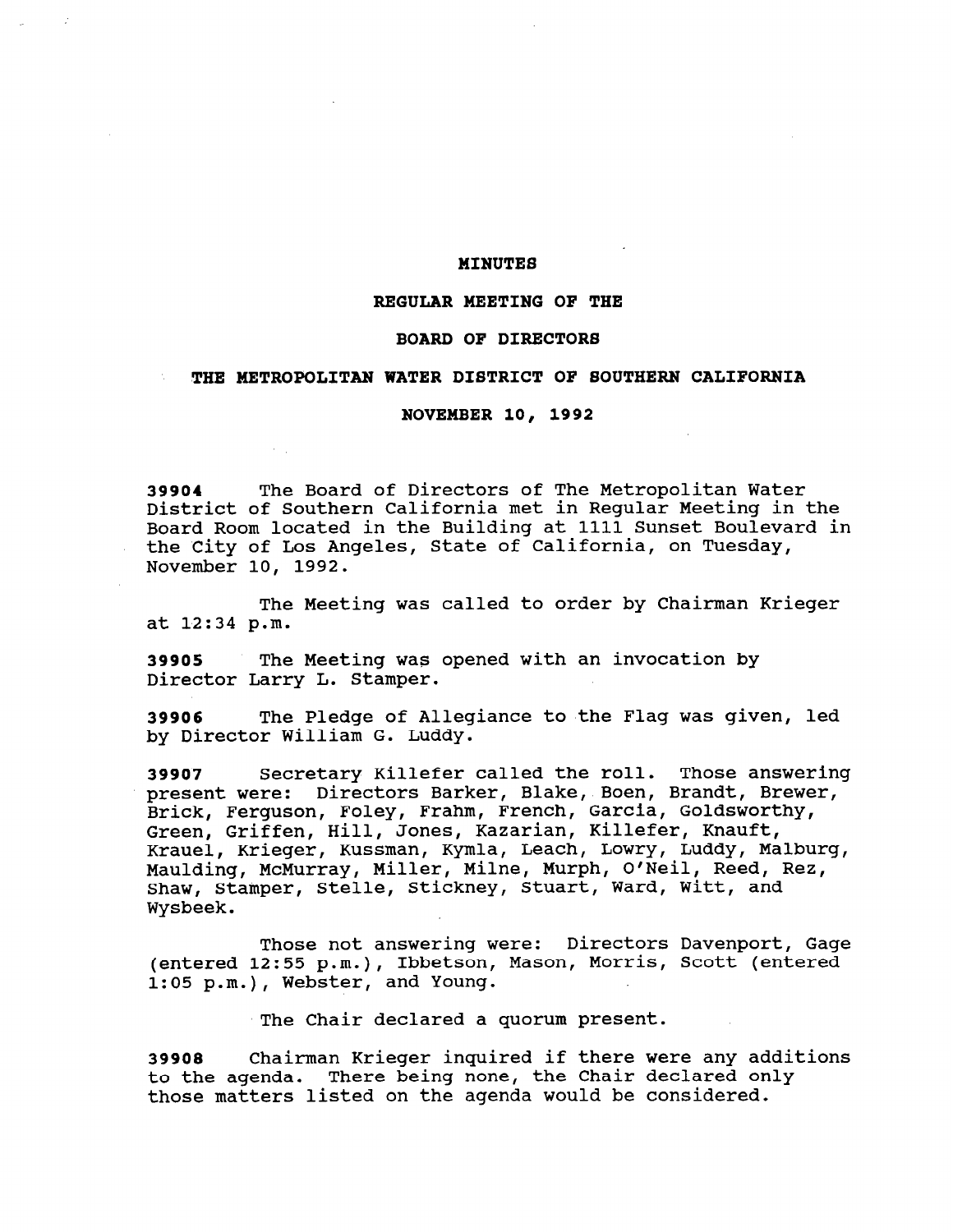# MINUTES

## REGULAR MEETING OF THE

## BOARD OF DIRECTORS

## THE METROPOLITAN WATER DISTRICT OF SOUTHERN CALIFORNIA

## NOVEMBER 10, 1992

**39904** The Board of Directors of The Metropolitan Water District of Southern California met in Regular Meeting in the Board Room located in the Building at 1111 Sunset Boulevard in the City of Los Angeles, State of California, on Tuesday, November 10, 1992.

The Meeting was called to order by Chairman Krieger at 12:34 p.m.

**39905** The Meeting was opened with an invocation by Director Larry L. Stamper.

**39906** The Pledge of Allegiance to the Flag was given, led by Director William G. Luddy.

**39907** Secretary Killefer called the roll. Those answering present were: Directors Barker, Blake, Boen, Brandt, Brewer, Brick, Ferguson, Foley, Frahm, French, Garcia, Goldsworthy, Green, Griffen, Hill, Jones, Kazarian, Killefer, Knauft, Krauel, Krieger, Kussman, Kymla, Leach, Lowry, Luddy, Malburg, Maulding, McMurray, Miller, Milne, Murph, O'Neil, Reed, Rez, Shaw, Stamper, Stelle, Stickney, Stuart, Ward, Witt, and Wysbeek.

Those not answering were: Directors Davenport, Gage (entered 12:55 p.m.), Ibbetson, Mason, Morris, Scott (entered 1:05 p.m.), Webster, and Young.

The Chair declared a quorum present.

**39908** Chairman Krieger inquired if there were any additions to the agenda. There being none, the Chair declared only those matters listed on the agenda would be considered.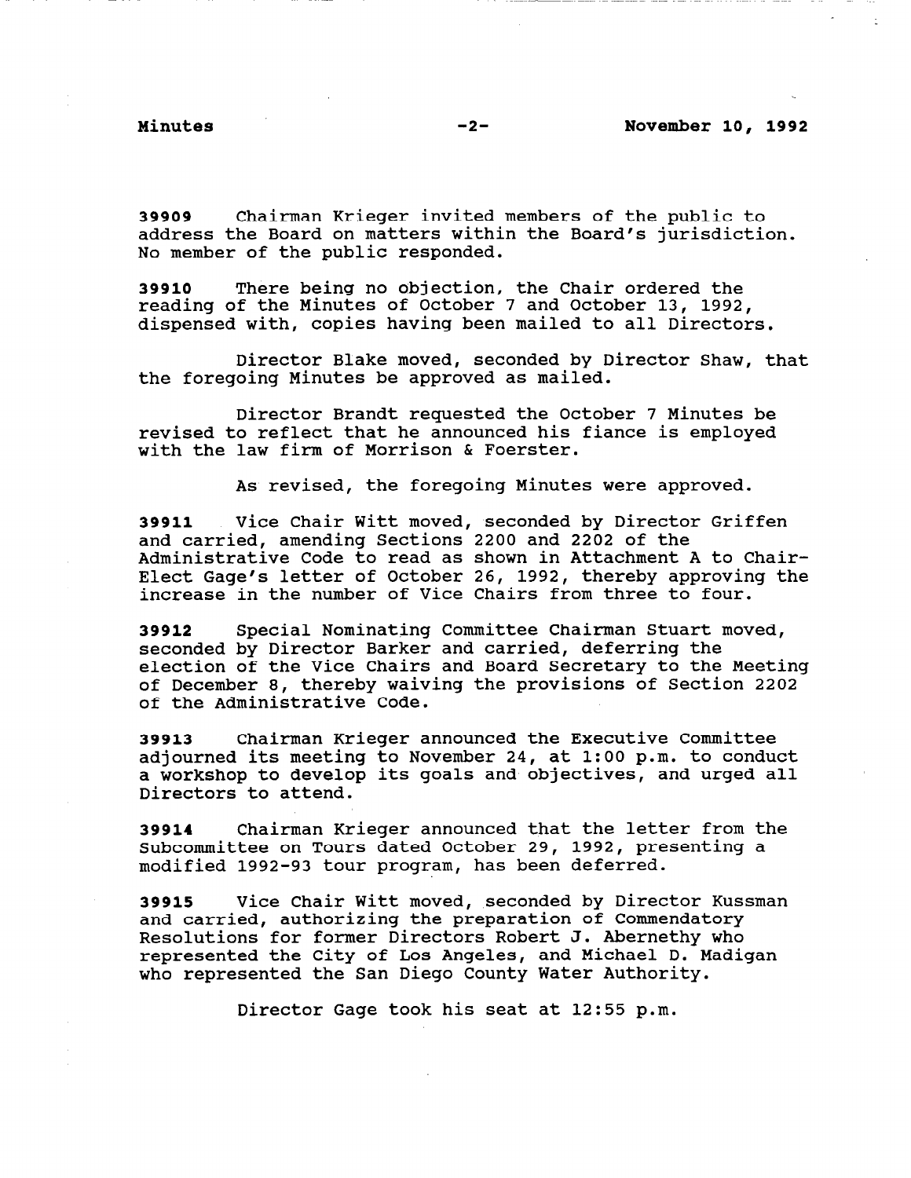**39909** Chairman Krieger invited members of the public to address the Board on matters within the Board's jurisdiction. No member of the public responded.

**39910** There being no objection, the Chair ordered the reading of the Minutes of October 7 and October 13, 1992, dispensed with, copies having been mailed to all Directors.

Director Blake moved, seconded by Director Shaw, that the foregoing Minutes be approved as mailed.

Director Brandt requested the October 7 Minutes be revised to reflect that he announced his fiance is employed with the law firm of Morrison & Foerster.

As revised, the foregoing Minutes were approved.

**39911** Vice Chair Witt moved, seconded by Director Griffen and carried, amending Sections 2200 and 2202 of the Administrative Code to read as shown in Attachment A to Chair-Elect Gage's letter of October 26, 1992, thereby approving the increase in the number of Vice Chairs from three to four.

**39912** Special Nominating Committee Chairman Stuart moved, seconded by Director Barker and carried, deferring the election of the Vice Chairs and Board Secretary to the Meeting of December 8, thereby waiving the provisions of Section 2202 of the Administrative Code.

**39913** Chairman Krieger announced the Executive Committee adjourned its meeting to November 24, at 1:00 p.m. to conduct a workshop to develop its goals and objectives, and urged all Directors to attend.

**39914** Chairman Krieger announced that the letter from the Subcommittee on Tours dated October 29, 1992, presenting a modified 1992-93 tour program, has been deferred.

**39915** Vice Chair Witt moved, seconded by Director Kussman and carried, authorizing the preparation of Commendatory Resolutions for former Directors Robert J. Abernethy who represented the City of Los Angeles, and Michael D. Madigan who represented the San Diego County Water Authority.

Director Gage took his seat at 12:55 p.m.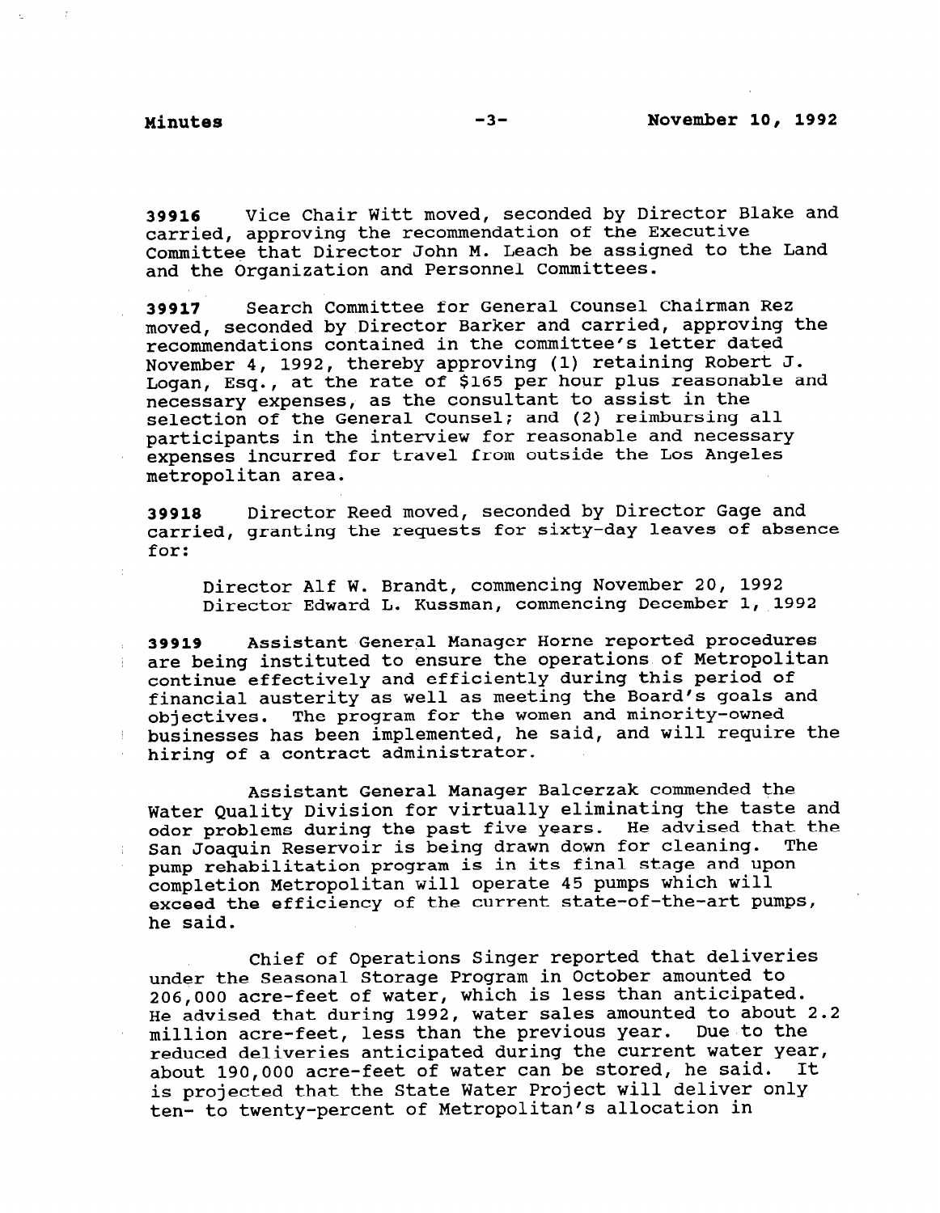**39916** Vice Chair Witt moved, seconded by Director Blake and carried, approving the recommendation of the Executive Committee that Director John M. Leach be assigned to the Land and the Organization and Personnel Committees.

**39917** Search Committee for General Counsel Chairman Rez moved, seconded by Director Barker and carried, approving the recommendations contained in the committee's letter dated November 4, 1992, thereby approving (1) retaining Robert J. Logan, Esq., at the rate of $165 per hour plus reasonable and necessary expenses, as the consultant to assist in the selection of the General Counsel; and (2) reimbursing all participants in the interview for reasonable and necessary expenses incurred for travel from outside the Los Angeles metropolitan area.

**39918** Director Reed moved, seconded by Director Gage and carried, granting the requests for sixty-day leaves of absence for:

Director Alf W. Brandt, commencing November 20, 1992
Director Edward L. Kussman, commencing December 1, 1992

**39919** Assistant General Manager Horne reported procedures are being instituted to ensure the operations of Metropolitan continue effectively and efficiently during this period of financial austerity as well as meeting the Board's goals and objectives. The program for the women and minority-owned businesses has been implemented, he said, and will require the hiring of a contract administrator.

Assistant General Manager Balcerzak commended the Water Quality Division for virtually eliminating the taste and odor problems during the past five years. He advised that the San Joaquin Reservoir is being drawn down for cleaning. The pump rehabilitation program is in its final stage and upon completion Metropolitan will operate 45 pumps which will exceed the efficiency of the current state-of-the-art pumps, he said.

Chief of Operations Singer reported that deliveries under the Seasonal Storage Program in October amounted to 206,000 acre-feet of water, which is less than anticipated. He advised that during 1992, water sales amounted to about 2.2 million acre-feet, less than the previous year. Due to the reduced deliveries anticipated during the current water year, about 190,000 acre-feet of water can be stored, he said. It is projected that the State Water Project will deliver only ten- to twenty-percent of Metropolitan's allocation in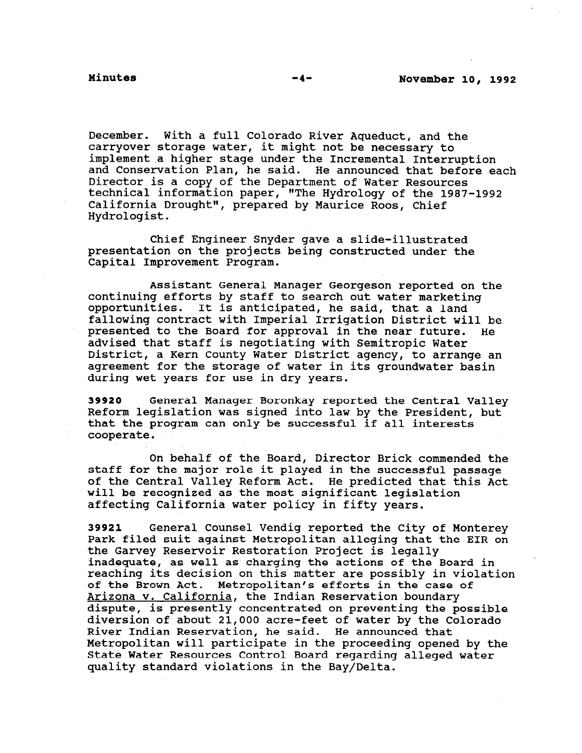December. With a full Colorado River Aqueduct, and the carryover storage water, it might not be necessary to implement a higher stage under the Incremental Interruption and Conservation Plan, he said. He announced that before each Director is a copy of the Department of Water Resources technical information paper, "The Hydrology of the 1987-1992 California Drought", prepared by Maurice Roos, Chief Hydrologist.

Chief Engineer Snyder gave a slide-illustrated presentation on the projects being constructed under the Capital Improvement Program.

Assistant General Manager Georgeson reported on the continuing efforts by staff to search out water marketing opportunities. It is anticipated, he said, that a land fallowing contract with Imperial Irrigation District will be presented to the Board for approval in the near future. He advised that staff is negotiating with Semitropic Water District, a Kern County Water District agency, to arrange an agreement for the storage of water in its groundwater basin during wet years for use in dry years.

**39920** General Manager Boronkay reported the Central Valley Reform legislation was signed into law by the President, but that the program can only be successful if all interests cooperate.

On behalf of the Board, Director Brick commended the staff for the major role it played in the successful passage of the Central Valley Reform Act. He predicted that this Act will be recognized as the most significant legislation affecting California water policy in fifty years.

**39921** General Counsel Vendig reported the City of Monterey Park filed suit against Metropolitan alleging that the EIR on the Garvey Reservoir Restoration Project is legally inadequate, as well as charging the actions of the Board in reaching its decision on this matter are possibly in violation of the Brown Act. Metropolitan's efforts in the case of Arizona v. California, the Indian Reservation boundary dispute, is presently concentrated on preventing the possible diversion of about 21,000 acre-feet of water by the Colorado River Indian Reservation, he said. He announced that Metropolitan will participate in the proceeding opened by the State Water Resources Control Board regarding alleged water quality standard violations in the Bay/Delta.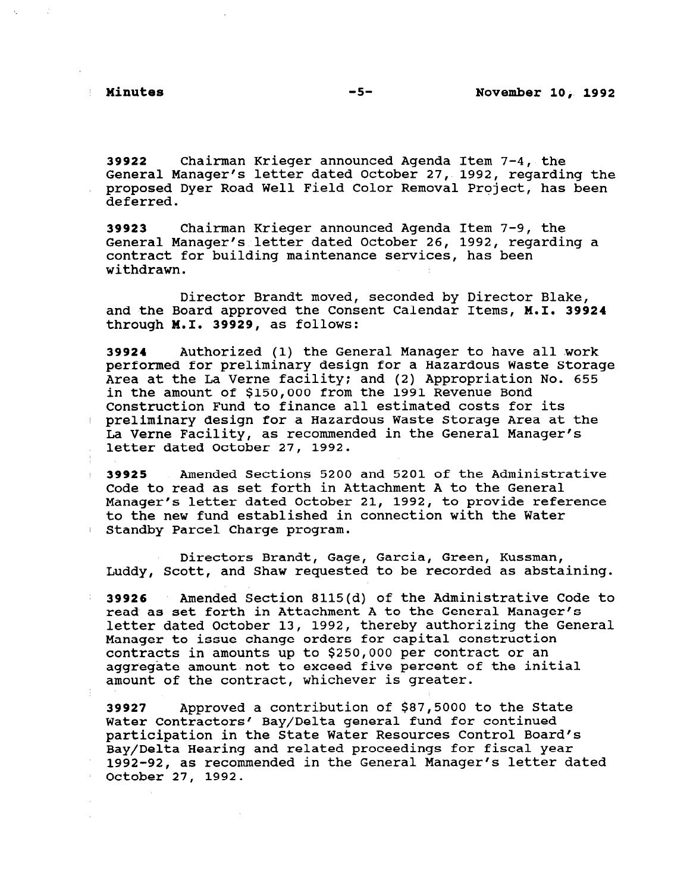**39922** Chairman Krieger announced Agenda Item 7-4, the General Manager's letter dated October 27, 1992, regarding the proposed Dyer Road Well Field Color Removal Project, has been deferred.

**39923** Chairman Krieger announced Agenda Item 7-9, the General Manager's letter dated October 26, 1992, regarding a contract for building maintenance services, has been withdrawn.

Director Brandt moved, seconded by Director Blake, and the Board approved the Consent Calendar Items, **M.I. 39924** through **M.I. 39929**, as follows:

**39924** Authorized (1) the General Manager to have all work performed for preliminary design for a Hazardous Waste Storage Area at the La Verne facility; and (2) Appropriation No. 655 in the amount of $150,000 from the 1991 Revenue Bond Construction Fund to finance all estimated costs for its preliminary design for a Hazardous Waste Storage Area at the La Verne Facility, as recommended in the General Manager's letter dated October 27, 1992.

**39925** Amended Sections 5200 and 5201 of the Administrative Code to read as set forth in Attachment A to the General Manager's letter dated October 21, 1992, to provide reference to the new fund established in connection with the Water Standby Parcel Charge program.

Directors Brandt, Gage, Garcia, Green, Kussman, Luddy, Scott, and Shaw requested to be recorded as abstaining.

**39926** Amended Section 8115(d) of the Administrative Code to read as set forth in Attachment A to the General Manager's letter dated October 13, 1992, thereby authorizing the General Manager to issue change orders for capital construction contracts in amounts up to $250,000 per contract or an aggregate amount not to exceed five percent of the initial amount of the contract, whichever is greater.

**39927** Approved a contribution of $87,5000 to the State Water Contractors' Bay/Delta general fund for continued participation in the State Water Resources Control Board's Bay/Delta Hearing and related proceedings for fiscal year 1992-92, as recommended in the General Manager's letter dated October 27, 1992.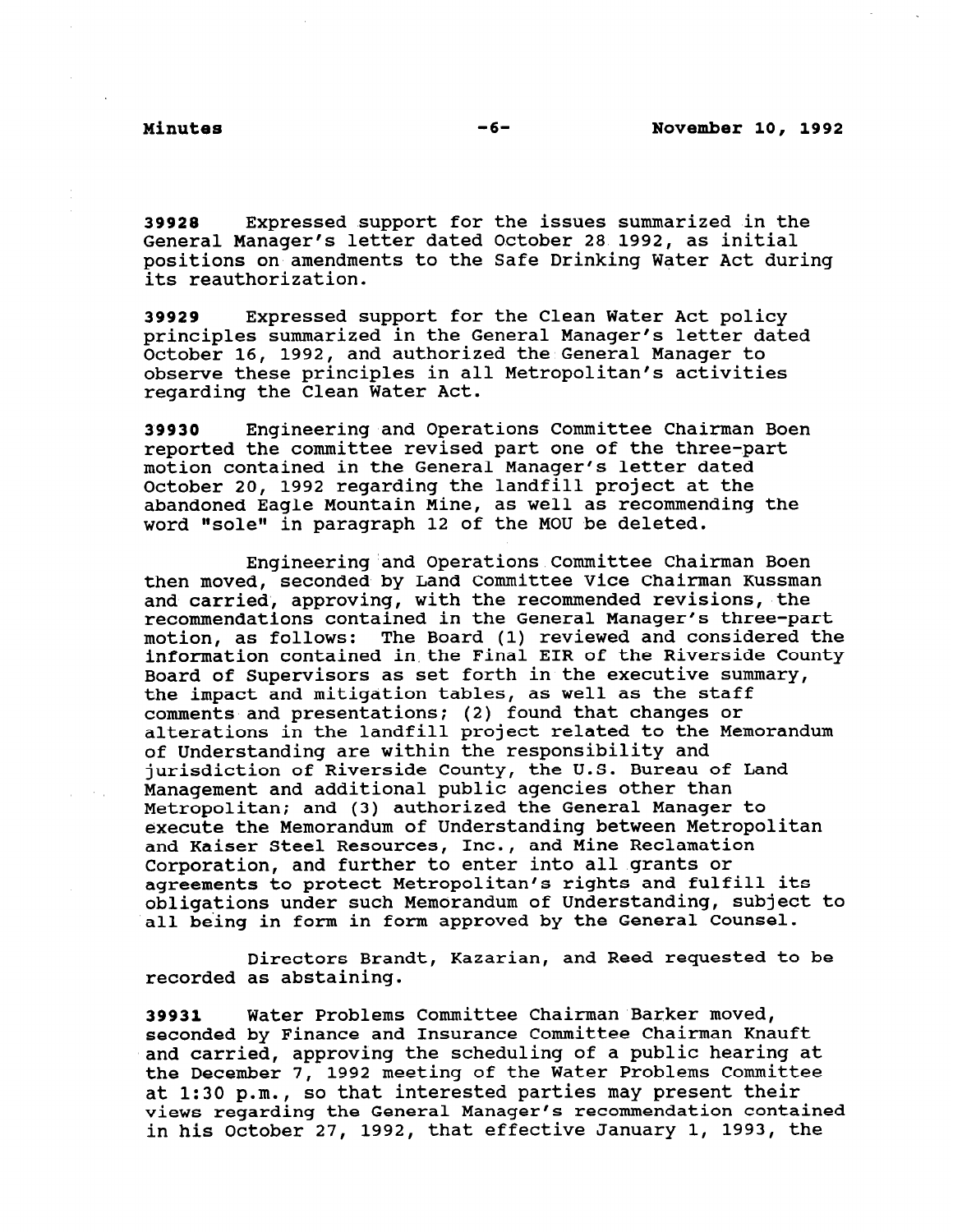**39928** Expressed support for the issues summarized in the General Manager's letter dated October 28 1992, as initial positions on amendments to the Safe Drinking Water Act during its reauthorization.

**39929** Expressed support for the Clean Water Act policy principles summarized in the General Manager's letter dated October 16, 1992, and authorized the General Manager to observe these principles in all Metropolitan's activities regarding the Clean Water Act.

**39930** Engineering and Operations Committee Chairman Boen reported the committee revised part one of the three-part motion contained in the General Manager's letter dated October 20, 1992 regarding the landfill project at the abandoned Eagle Mountain Mine, as well as recommending the word "sole" in paragraph 12 of the MOU be deleted.

Engineering and Operations Committee Chairman Boen then moved, seconded by Land Committee Vice Chairman Kussman and carried, approving, with the recommended revisions, the recommendations contained in the General Manager's three-part motion, as follows: The Board (1) reviewed and considered the information contained in the Final EIR of the Riverside County Board of Supervisors as set forth in the executive summary, the impact and mitigation tables, as well as the staff comments and presentations; (2) found that changes or alterations in the landfill project related to the Memorandum of Understanding are within the responsibility and jurisdiction of Riverside County, the U.S. Bureau of Land Management and additional public agencies other than Metropolitan; and (3) authorized the General Manager to execute the Memorandum of Understanding between Metropolitan and Kaiser Steel Resources, Inc., and Mine Reclamation Corporation, and further to enter into all grants or agreements to protect Metropolitan's rights and fulfill its obligations under such Memorandum of Understanding, subject to all being in form in form approved by the General Counsel.

Directors Brandt, Kazarian, and Reed requested to be recorded as abstaining.

**39931** Water Problems Committee Chairman Barker moved, seconded by Finance and Insurance Committee Chairman Knauft and carried, approving the scheduling of a public hearing at the December 7, 1992 meeting of the Water Problems Committee at 1:30 p.m., so that interested parties may present their views regarding the General Manager's recommendation contained in his October 27, 1992, that effective January 1, 1993, the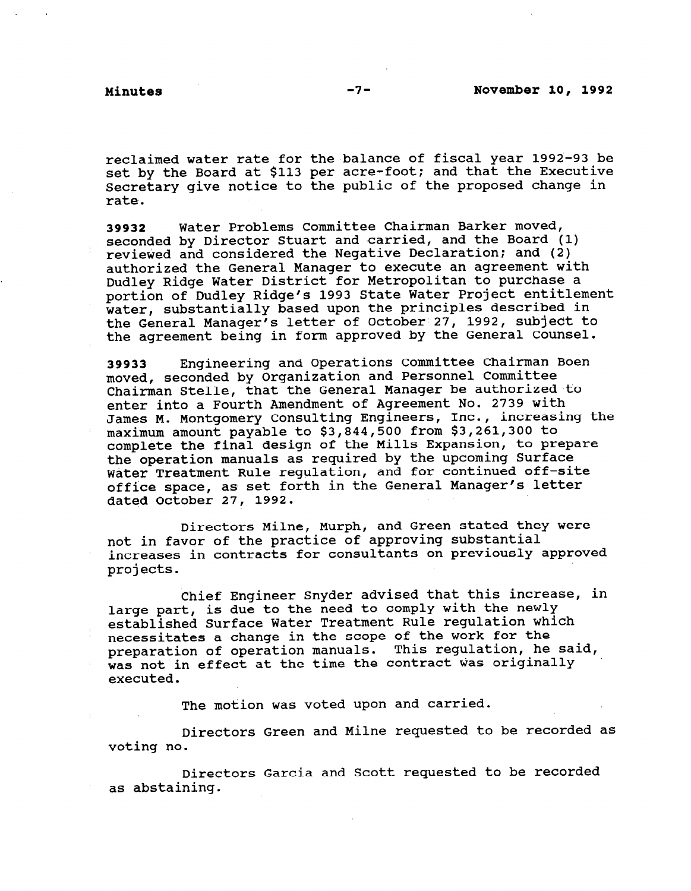reclaimed water rate for the balance of fiscal year 1992-93 be set by the Board at $113 per acre-foot; and that the Executive Secretary give notice to the public of the proposed change in rate.

**39932** Water Problems Committee Chairman Barker moved, seconded by Director Stuart and carried, and the Board (1) reviewed and considered the Negative Declaration; and (2) authorized the General Manager to execute an agreement with Dudley Ridge Water District for Metropolitan to purchase a portion of Dudley Ridge's 1993 State Water Project entitlement water, substantially based upon the principles described in the General Manager's letter of October 27, 1992, subject to the agreement being in form approved by the General Counsel.

**39933** Engineering and Operations Committee Chairman Boen moved, seconded by Organization and Personnel Committee Chairman Stelle, that the General Manager be authorized to enter into a Fourth Amendment of Agreement No. 2739 with James M. Montgomery Consulting Engineers, Inc., increasing the maximum amount payable to $3,844,500 from $3,261,300 to complete the final design of the Mills Expansion, to prepare the operation manuals as required by the upcoming Surface Water Treatment Rule regulation, and for continued off-site office space, as set forth in the General Manager's letter dated October 27, 1992.

Directors Milne, Murph, and Green stated they were not in favor of the practice of approving substantial increases in contracts for consultants on previously approved projects.

Chief Engineer Snyder advised that this increase, in large part, is due to the need to comply with the newly established Surface Water Treatment Rule regulation which necessitates a change in the scope of the work for the preparation of operation manuals. This regulation, he said, was not in effect at the time the contract was originally executed.

The motion was voted upon and carried.

Directors Green and Milne requested to be recorded as voting no.

Directors Garcia and Scott requested to be recorded as abstaining.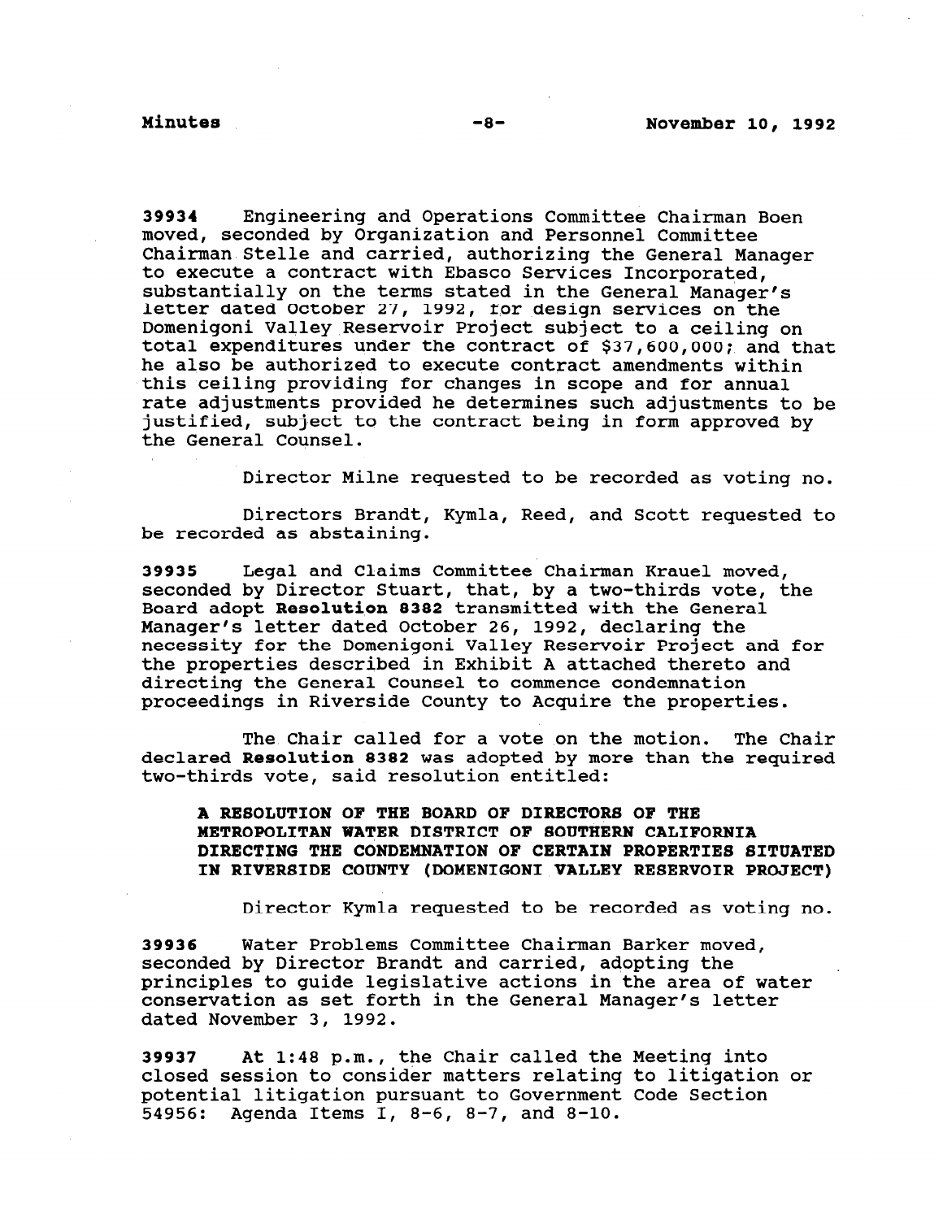**39934** Engineering and Operations Committee Chairman Boen moved, seconded by Organization and Personnel Committee Chairman Stelle and carried, authorizing the General Manager to execute a contract with Ebasco Services Incorporated, substantially on the terms stated in the General Manager's letter dated October 27, 1992, for design services on the Domenigoni Valley Reservoir Project subject to a ceiling on total expenditures under the contract of $37,600,000; and that he also be authorized to execute contract amendments within this ceiling providing for changes in scope and for annual rate adjustments provided he determines such adjustments to be justified, subject to the contract being in form approved by the General Counsel.

Director Milne requested to be recorded as voting no.

Directors Brandt, Kymla, Reed, and Scott requested to be recorded as abstaining.

**39935** Legal and Claims Committee Chairman Krauel moved, seconded by Director Stuart, that, by a two-thirds vote, the Board adopt **Resolution 8382** transmitted with the General Manager's letter dated October 26, 1992, declaring the necessity for the Domenigoni Valley Reservoir Project and for the properties described in Exhibit A attached thereto and directing the General Counsel to commence condemnation proceedings in Riverside County to Acquire the properties.

The Chair called for a vote on the motion. The Chair declared **Resolution 8382** was adopted by more than the required two-thirds vote, said resolution entitled:

**A RESOLUTION OF THE BOARD OF DIRECTORS OF THE METROPOLITAN WATER DISTRICT OF SOUTHERN CALIFORNIA DIRECTING THE CONDEMNATION OF CERTAIN PROPERTIES SITUATED IN RIVERSIDE COUNTY (DOMENIGONI VALLEY RESERVOIR PROJECT)**

Director Kymla requested to be recorded as voting no.

**39936** Water Problems Committee Chairman Barker moved, seconded by Director Brandt and carried, adopting the principles to guide legislative actions in the area of water conservation as set forth in the General Manager's letter dated November 3, 1992.

**39937** At 1:48 p.m., the Chair called the Meeting into closed session to consider matters relating to litigation or potential litigation pursuant to Government Code Section 54956: Agenda Items I, 8-6, 8-7, and 8-10.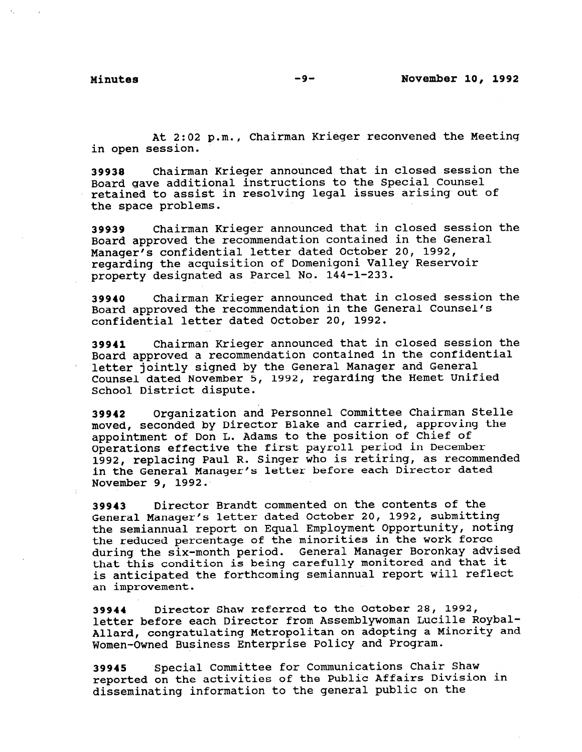At 2:02 p.m., Chairman Krieger reconvened the Meeting in open session.

**39938** Chairman Krieger announced that in closed session the Board gave additional instructions to the Special Counsel retained to assist in resolving legal issues arising out of the space problems.

**39939** Chairman Krieger announced that in closed session the Board approved the recommendation contained in the General Manager's confidential letter dated October 20, 1992, regarding the acquisition of Domenigoni Valley Reservoir property designated as Parcel No. 144-1-233.

**39940** Chairman Krieger announced that in closed session the Board approved the recommendation in the General Counsel's confidential letter dated October 20, 1992.

**39941** Chairman Krieger announced that in closed session the Board approved a recommendation contained in the confidential letter jointly signed by the General Manager and General Counsel dated November 5, 1992, regarding the Hemet Unified School District dispute.

**39942** Organization and Personnel Committee Chairman Stelle moved, seconded by Director Blake and carried, approving the appointment of Don L. Adams to the position of Chief of Operations effective the first payroll period in December 1992, replacing Paul R. Singer who is retiring, as recommended in the General Manager's letter before each Director dated November 9, 1992.

**39943** Director Brandt commented on the contents of the General Manager's letter dated October 20, 1992, submitting the semiannual report on Equal Employment Opportunity, noting the reduced percentage of the minorities in the work force during the six-month period. General Manager Boronkay advised that this condition is being carefully monitored and that it is anticipated the forthcoming semiannual report will reflect an improvement.

**39944** Director Shaw referred to the October 28, 1992, letter before each Director from Assemblywoman Lucille Roybal-Allard, congratulating Metropolitan on adopting a Minority and Women-Owned Business Enterprise Policy and Program.

**39945** Special Committee for Communications Chair Shaw reported on the activities of the Public Affairs Division in disseminating information to the general public on the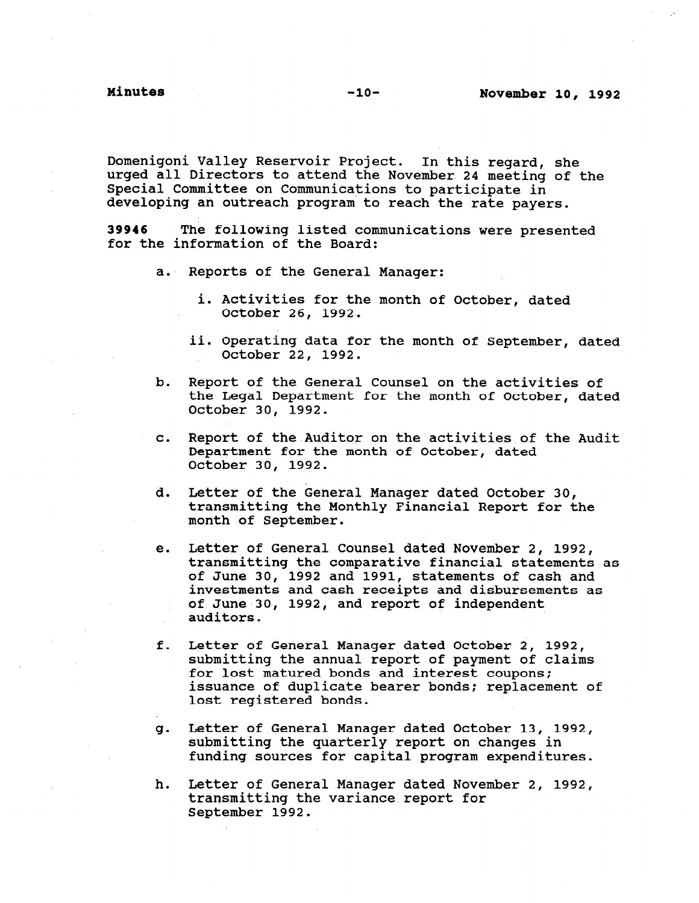Domenigoni Valley Reservoir Project. In this regard, she urged all Directors to attend the November 24 meeting of the Special Committee on Communications to participate in developing an outreach program to reach the rate payers.

**39946** The following listed communications were presented for the information of the Board:

a. Reports of the General Manager:

   i. Activities for the month of October, dated October 26, 1992.

   ii. Operating data for the month of September, dated October 22, 1992.

b. Report of the General Counsel on the activities of the Legal Department for the month of October, dated October 30, 1992.

c. Report of the Auditor on the activities of the Audit Department for the month of October, dated October 30, 1992.

d. Letter of the General Manager dated October 30, transmitting the Monthly Financial Report for the month of September.

e. Letter of General Counsel dated November 2, 1992, transmitting the comparative financial statements as of June 30, 1992 and 1991, statements of cash and investments and cash receipts and disbursements as of June 30, 1992, and report of independent auditors.

f. Letter of General Manager dated October 2, 1992, submitting the annual report of payment of claims for lost matured bonds and interest coupons; issuance of duplicate bearer bonds; replacement of lost registered bonds.

g. Letter of General Manager dated October 13, 1992, submitting the quarterly report on changes in funding sources for capital program expenditures.

h. Letter of General Manager dated November 2, 1992, transmitting the variance report for September 1992.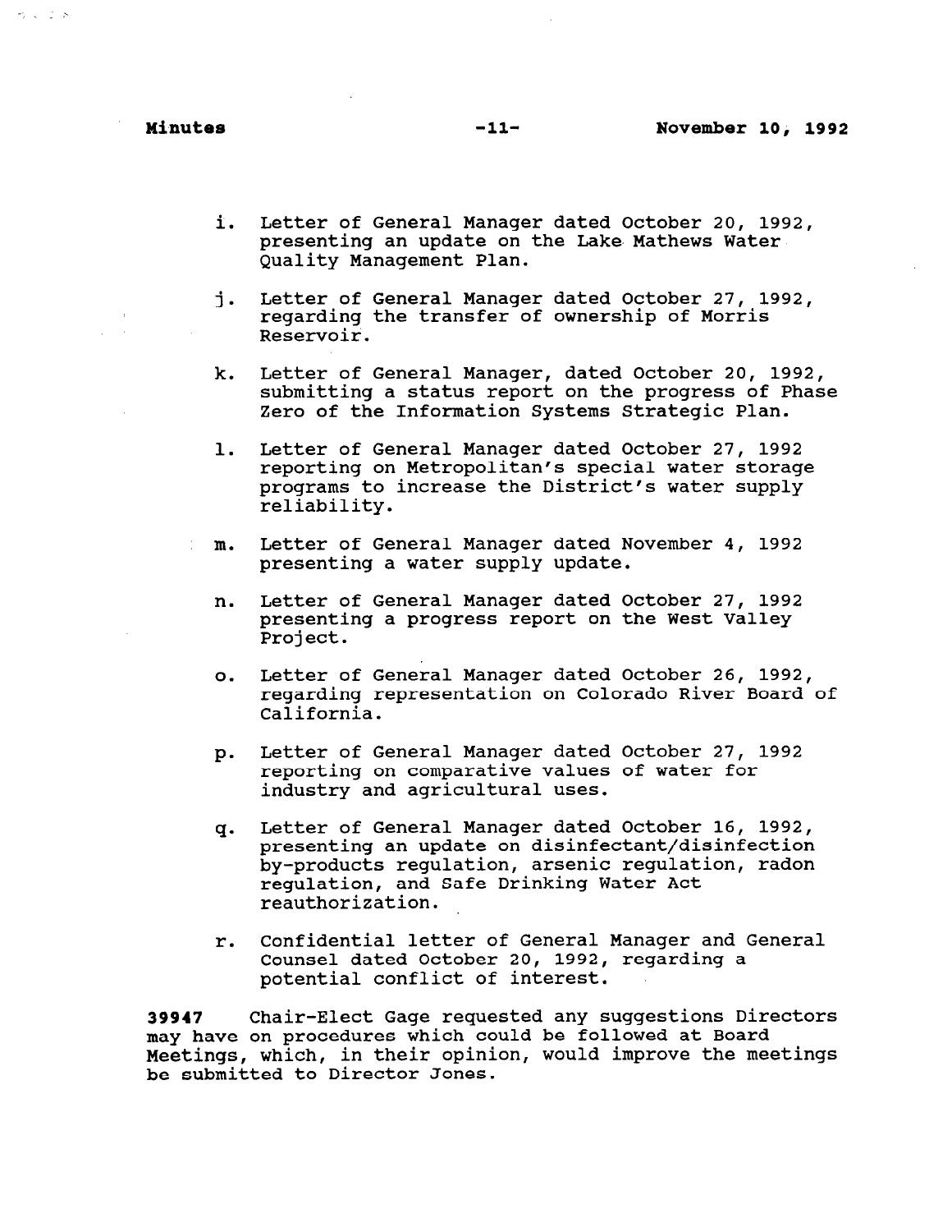i. Letter of General Manager dated October 20, 1992, presenting an update on the Lake Mathews Water Quality Management Plan.

j. Letter of General Manager dated October 27, 1992, regarding the transfer of ownership of Morris Reservoir.

k. Letter of General Manager, dated October 20, 1992, submitting a status report on the progress of Phase Zero of the Information Systems Strategic Plan.

l. Letter of General Manager dated October 27, 1992 reporting on Metropolitan's special water storage programs to increase the District's water supply reliability.

m. Letter of General Manager dated November 4, 1992 presenting a water supply update.

n. Letter of General Manager dated October 27, 1992 presenting a progress report on the West Valley Project.

o. Letter of General Manager dated October 26, 1992, regarding representation on Colorado River Board of California.

p. Letter of General Manager dated October 27, 1992 reporting on comparative values of water for industry and agricultural uses.

q. Letter of General Manager dated October 16, 1992, presenting an update on disinfectant/disinfection by-products regulation, arsenic regulation, radon regulation, and Safe Drinking Water Act reauthorization.

r. Confidential letter of General Manager and General Counsel dated October 20, 1992, regarding a potential conflict of interest.

**39947** Chair-Elect Gage requested any suggestions Directors may have on procedures which could be followed at Board Meetings, which, in their opinion, would improve the meetings be submitted to Director Jones.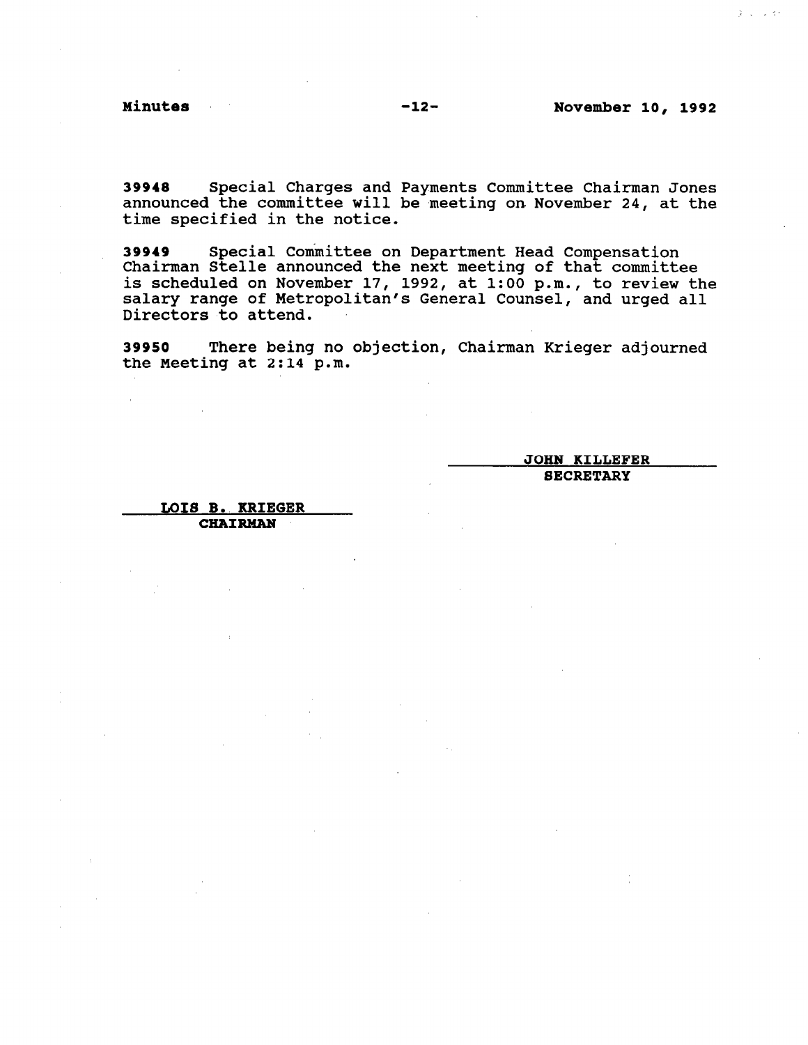**39948** Special Charges and Payments Committee Chairman Jones announced the committee will be meeting on November 24, at the time specified in the notice.

**39949** Special Committee on Department Head Compensation Chairman Stelle announced the next meeting of that committee is scheduled on November 17, 1992, at 1:00 p.m., to review the salary range of Metropolitan's General Counsel, and urged all Directors to attend.

**39950** There being no objection, Chairman Krieger adjourned the Meeting at 2:14 p.m.

**JOHN KILLEFER**
**SECRETARY**

**LOIS B. KRIEGER**
**CHAIRMAN**